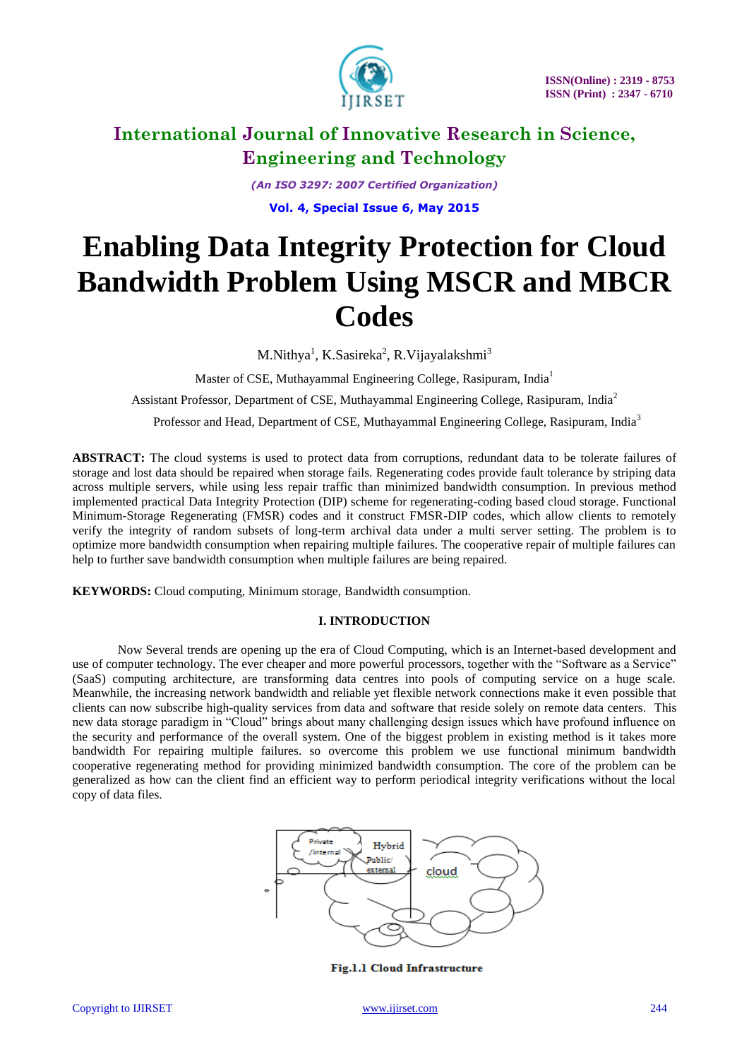# International Journal of Innovative Research in Science, Engineering and Technology

*(An ISO 3297: 2007 Certified Organization)*

**Vol. 4, Special Issue 6, May 2015**

# Enabling Data Integrity Protection for Cloud Bandwidth Problem Using MSCR and MBCR Codes

M.Nithya[1], K.Sasireka[2], R.Vijayalakshmi[3]

Master of CSE, Muthayammal Engineering College, Rasipuram, India[1]

Assistant Professor, Department of CSE, Muthayammal Engineering College, Rasipuram, India[2]

Professor and Head, Department of CSE, Muthayammal Engineering College, Rasipuram, India[3]

**ABSTRACT:** The cloud systems is used to protect data from corruptions, redundant data to be tolerate failures of storage and lost data should be repaired when storage fails. Regenerating codes provide fault tolerance by striping data across multiple servers, while using less repair traffic than minimized bandwidth consumption. In previous method implemented practical Data Integrity Protection (DIP) scheme for regenerating-coding based cloud storage. Functional Minimum-Storage Regenerating (FMSR) codes and it construct FMSR-DIP codes, which allow clients to remotely verify the integrity of random subsets of long-term archival data under a multi server setting. The problem is to optimize more bandwidth consumption when repairing multiple failures. The cooperative repair of multiple failures can help to further save bandwidth consumption when multiple failures are being repaired.

**KEYWORDS:** Cloud computing, Minimum storage, Bandwidth consumption.

## I. INTRODUCTION

Now Several trends are opening up the era of Cloud Computing, which is an Internet-based development and use of computer technology. The ever cheaper and more powerful processors, together with the "Software as a Service" (SaaS) computing architecture, are transforming data centres into pools of computing service on a huge scale. Meanwhile, the increasing network bandwidth and reliable yet flexible network connections make it even possible that clients can now subscribe high-quality services from data and software that reside solely on remote data centers. This new data storage paradigm in "Cloud" brings about many challenging design issues which have profound influence on the security and performance of the overall system. One of the biggest problem in existing method is it takes more bandwidth For repairing multiple failures. so overcome this problem we use functional minimum bandwidth cooperative regenerating method for providing minimized bandwidth consumption. The core of the problem can be generalized as how can the client find an efficient way to perform periodical integrity verifications without the local copy of data files.

Fig.1.1 Cloud Infrastructure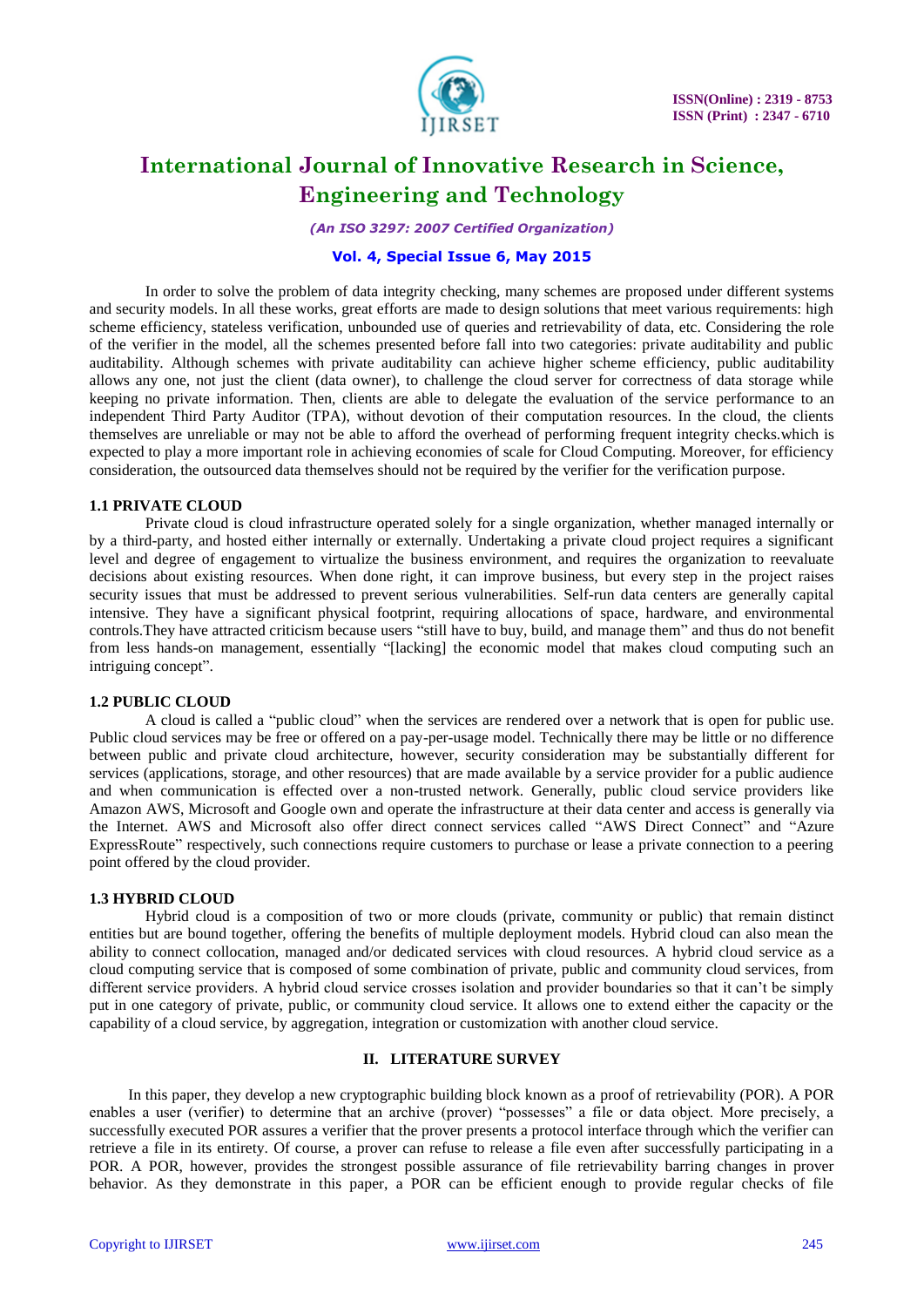In order to solve the problem of data integrity checking, many schemes are proposed under different systems and security models. In all these works, great efforts are made to design solutions that meet various requirements: high scheme efficiency, stateless verification, unbounded use of queries and retrievability of data, etc. Considering the role of the verifier in the model, all the schemes presented before fall into two categories: private auditability and public auditability. Although schemes with private auditability can achieve higher scheme efficiency, public auditability allows any one, not just the client (data owner), to challenge the cloud server for correctness of data storage while keeping no private information. Then, clients are able to delegate the evaluation of the service performance to an independent Third Party Auditor (TPA), without devotion of their computation resources. In the cloud, the clients themselves are unreliable or may not be able to afford the overhead of performing frequent integrity checks.which is expected to play a more important role in achieving economies of scale for Cloud Computing. Moreover, for efficiency consideration, the outsourced data themselves should not be required by the verifier for the verification purpose.

### 1.1 PRIVATE CLOUD

Private cloud is cloud infrastructure operated solely for a single organization, whether managed internally or by a third-party, and hosted either internally or externally. Undertaking a private cloud project requires a significant level and degree of engagement to virtualize the business environment, and requires the organization to reevaluate decisions about existing resources. When done right, it can improve business, but every step in the project raises security issues that must be addressed to prevent serious vulnerabilities. Self-run data centers are generally capital intensive. They have a significant physical footprint, requiring allocations of space, hardware, and environmental controls.They have attracted criticism because users "still have to buy, build, and manage them" and thus do not benefit from less hands-on management, essentially "[lacking] the economic model that makes cloud computing such an intriguing concept".

### 1.2 PUBLIC CLOUD

A cloud is called a "public cloud" when the services are rendered over a network that is open for public use. Public cloud services may be free or offered on a pay-per-usage model. Technically there may be little or no difference between public and private cloud architecture, however, security consideration may be substantially different for services (applications, storage, and other resources) that are made available by a service provider for a public audience and when communication is effected over a non-trusted network. Generally, public cloud service providers like Amazon AWS, Microsoft and Google own and operate the infrastructure at their data center and access is generally via the Internet. AWS and Microsoft also offer direct connect services called "AWS Direct Connect" and "Azure ExpressRoute" respectively, such connections require customers to purchase or lease a private connection to a peering point offered by the cloud provider.

### 1.3 HYBRID CLOUD

Hybrid cloud is a composition of two or more clouds (private, community or public) that remain distinct entities but are bound together, offering the benefits of multiple deployment models. Hybrid cloud can also mean the ability to connect collocation, managed and/or dedicated services with cloud resources. A hybrid cloud service as a cloud computing service that is composed of some combination of private, public and community cloud services, from different service providers. A hybrid cloud service crosses isolation and provider boundaries so that it can't be simply put in one category of private, public, or community cloud service. It allows one to extend either the capacity or the capability of a cloud service, by aggregation, integration or customization with another cloud service.

## II. LITERATURE SURVEY

In this paper, they develop a new cryptographic building block known as a proof of retrievability (POR). A POR enables a user (verifier) to determine that an archive (prover) "possesses" a file or data object. More precisely, a successfully executed POR assures a verifier that the prover presents a protocol interface through which the verifier can retrieve a file in its entirety. Of course, a prover can refuse to release a file even after successfully participating in a POR. A POR, however, provides the strongest possible assurance of file retrievability barring changes in prover behavior. As they demonstrate in this paper, a POR can be efficient enough to provide regular checks of file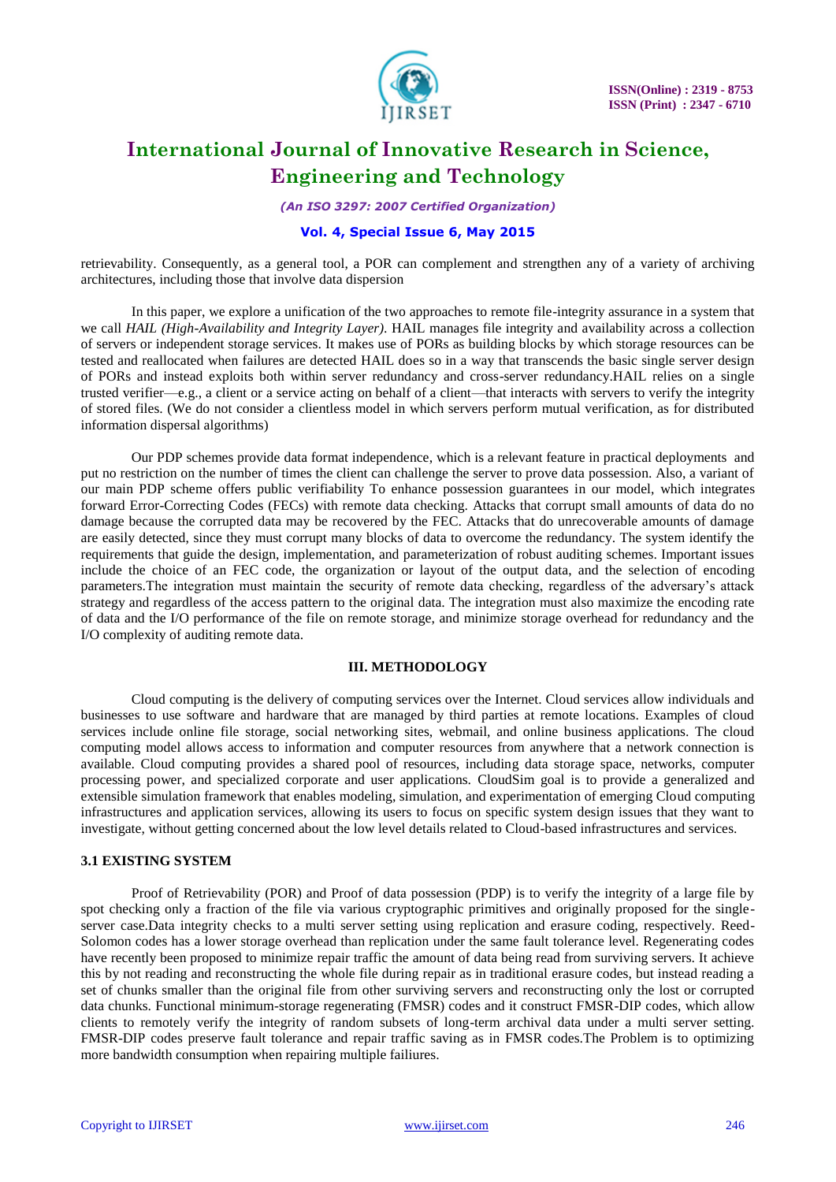retrievability. Consequently, as a general tool, a POR can complement and strengthen any of a variety of archiving architectures, including those that involve data dispersion

In this paper, we explore a unification of the two approaches to remote file-integrity assurance in a system that we call *HAIL (High-Availability and Integrity Layer)*. HAIL manages file integrity and availability across a collection of servers or independent storage services. It makes use of PORs as building blocks by which storage resources can be tested and reallocated when failures are detected HAIL does so in a way that transcends the basic single server design of PORs and instead exploits both within server redundancy and cross-server redundancy.HAIL relies on a single trusted verifier—e.g., a client or a service acting on behalf of a client—that interacts with servers to verify the integrity of stored files. (We do not consider a clientless model in which servers perform mutual verification, as for distributed information dispersal algorithms)

Our PDP schemes provide data format independence, which is a relevant feature in practical deployments and put no restriction on the number of times the client can challenge the server to prove data possession. Also, a variant of our main PDP scheme offers public verifiability To enhance possession guarantees in our model, which integrates forward Error-Correcting Codes (FECs) with remote data checking. Attacks that corrupt small amounts of data do no damage because the corrupted data may be recovered by the FEC. Attacks that do unrecoverable amounts of damage are easily detected, since they must corrupt many blocks of data to overcome the redundancy. The system identify the requirements that guide the design, implementation, and parameterization of robust auditing schemes. Important issues include the choice of an FEC code, the organization or layout of the output data, and the selection of encoding parameters.The integration must maintain the security of remote data checking, regardless of the adversary's attack strategy and regardless of the access pattern to the original data. The integration must also maximize the encoding rate of data and the I/O performance of the file on remote storage, and minimize storage overhead for redundancy and the I/O complexity of auditing remote data.

## III. METHODOLOGY

Cloud computing is the delivery of computing services over the Internet. Cloud services allow individuals and businesses to use software and hardware that are managed by third parties at remote locations. Examples of cloud services include online file storage, social networking sites, webmail, and online business applications. The cloud computing model allows access to information and computer resources from anywhere that a network connection is available. Cloud computing provides a shared pool of resources, including data storage space, networks, computer processing power, and specialized corporate and user applications. CloudSim goal is to provide a generalized and extensible simulation framework that enables modeling, simulation, and experimentation of emerging Cloud computing infrastructures and application services, allowing its users to focus on specific system design issues that they want to investigate, without getting concerned about the low level details related to Cloud-based infrastructures and services.

### 3.1 EXISTING SYSTEM

Proof of Retrievability (POR) and Proof of data possession (PDP) is to verify the integrity of a large file by spot checking only a fraction of the file via various cryptographic primitives and originally proposed for the single-server case.Data integrity checks to a multi server setting using replication and erasure coding, respectively. Reed-Solomon codes has a lower storage overhead than replication under the same fault tolerance level. Regenerating codes have recently been proposed to minimize repair traffic the amount of data being read from surviving servers. It achieve this by not reading and reconstructing the whole file during repair as in traditional erasure codes, but instead reading a set of chunks smaller than the original file from other surviving servers and reconstructing only the lost or corrupted data chunks. Functional minimum-storage regenerating (FMSR) codes and it construct FMSR-DIP codes, which allow clients to remotely verify the integrity of random subsets of long-term archival data under a multi server setting. FMSR-DIP codes preserve fault tolerance and repair traffic saving as in FMSR codes.The Problem is to optimizing more bandwidth consumption when repairing multiple failiures.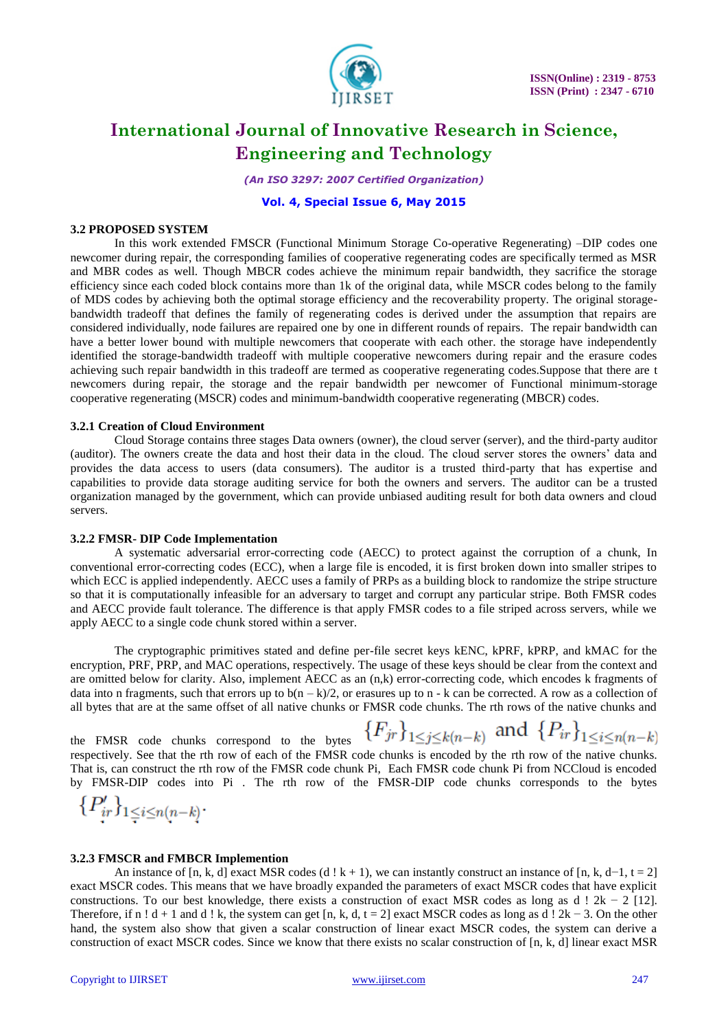### 3.2 PROPOSED SYSTEM

In this work extended FMSCR (Functional Minimum Storage Co-operative Regenerating) –DIP codes one newcomer during repair, the corresponding families of cooperative regenerating codes are specifically termed as MSR and MBR codes as well. Though MBCR codes achieve the minimum repair bandwidth, they sacrifice the storage efficiency since each coded block contains more than 1k of the original data, while MSCR codes belong to the family of MDS codes by achieving both the optimal storage efficiency and the recoverability property. The original storage-bandwidth tradeoff that defines the family of regenerating codes is derived under the assumption that repairs are considered individually, node failures are repaired one by one in different rounds of repairs. The repair bandwidth can have a better lower bound with multiple newcomers that cooperate with each other. the storage have independently identified the storage-bandwidth tradeoff with multiple cooperative newcomers during repair and the erasure codes achieving such repair bandwidth in this tradeoff are termed as cooperative regenerating codes.Suppose that there are t newcomers during repair, the storage and the repair bandwidth per newcomer of Functional minimum-storage cooperative regenerating (MSCR) codes and minimum-bandwidth cooperative regenerating (MBCR) codes.

#### 3.2.1 Creation of Cloud Environment

Cloud Storage contains three stages Data owners (owner), the cloud server (server), and the third-party auditor (auditor). The owners create the data and host their data in the cloud. The cloud server stores the owners' data and provides the data access to users (data consumers). The auditor is a trusted third-party that has expertise and capabilities to provide data storage auditing service for both the owners and servers. The auditor can be a trusted organization managed by the government, which can provide unbiased auditing result for both data owners and cloud servers.

#### 3.2.2 FMSR- DIP Code Implementation

A systematic adversarial error-correcting code (AECC) to protect against the corruption of a chunk, In conventional error-correcting codes (ECC), when a large file is encoded, it is first broken down into smaller stripes to which ECC is applied independently. AECC uses a family of PRPs as a building block to randomize the stripe structure so that it is computationally infeasible for an adversary to target and corrupt any particular stripe. Both FMSR codes and AECC provide fault tolerance. The difference is that apply FMSR codes to a file striped across servers, while we apply AECC to a single code chunk stored within a server.

The cryptographic primitives stated and define per-file secret keys kENC, kPRF, kPRP, and kMAC for the encryption, PRF, PRP, and MAC operations, respectively. The usage of these keys should be clear from the context and are omitted below for clarity. Also, implement AECC as an (n,k) error-correcting code, which encodes k fragments of data into n fragments, such that errors up to b(n – k)/2, or erasures up to n - k can be corrected. A row as a collection of all bytes that are at the same offset of all native chunks or FMSR code chunks. The rth rows of the native chunks and the FMSR code chunks correspond to the bytes $\{F_{jr}\}_{1 \leq j \leq k(n-k)}$ and $\{P_{ir}\}_{1 \leq i \leq n(n-k)}$ respectively. See that the rth row of each of the FMSR code chunks is encoded by the rth row of the native chunks. That is, can construct the rth row of the FMSR code chunk Pi, Each FMSR code chunk Pi from NCCloud is encoded by FMSR-DIP codes into Pi . The rth row of the FMSR-DIP code chunks corresponds to the bytes $\{P'_{ir}\}_{1 \leq i \leq n(n-k)}$.

#### 3.2.3 FMSCR and FMBCR Implemention

An instance of [n, k, d] exact MSR codes (d ! k + 1), we can instantly construct an instance of [n, k, d−1, t = 2] exact MSCR codes. This means that we have broadly expanded the parameters of exact MSCR codes that have explicit constructions. To our best knowledge, there exists a construction of exact MSR codes as long as d ! 2k − 2 [12]. Therefore, if n ! d + 1 and d ! k, the system can get [n, k, d, t = 2] exact MSCR codes as long as d ! 2k − 3. On the other hand, the system also show that given a scalar construction of linear exact MSCR codes, the system can derive a construction of exact MSCR codes. Since we know that there exists no scalar construction of [n, k, d] linear exact MSR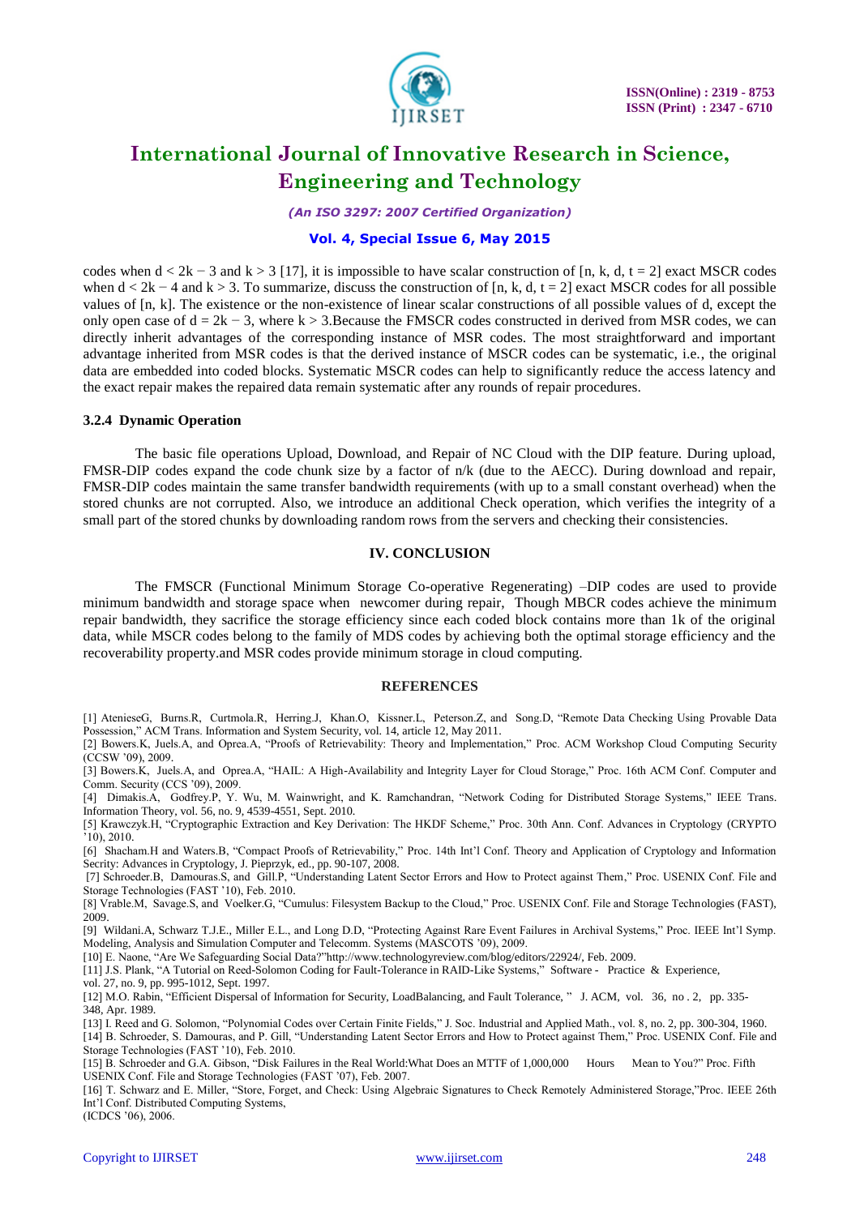codes when $d < 2k - 3$ and $k > 3$ [17], it is impossible to have scalar construction of $[n, k, d, t = 2]$ exact MSCR codes when $d < 2k - 4$ and $k > 3$. To summarize, discuss the construction of $[n, k, d, t = 2]$ exact MSCR codes for all possible values of $[n, k]$. The existence or the non-existence of linear scalar constructions of all possible values of d, except the only open case of $d = 2k - 3$, where $k > 3$.Because the FMSCR codes constructed in derived from MSR codes, we can directly inherit advantages of the corresponding instance of MSR codes. The most straightforward and important advantage inherited from MSR codes is that the derived instance of MSCR codes can be systematic, i.e., the original data are embedded into coded blocks. Systematic MSCR codes can help to significantly reduce the access latency and the exact repair makes the repaired data remain systematic after any rounds of repair procedures.

### 3.2.4 Dynamic Operation

The basic file operations Upload, Download, and Repair of NC Cloud with the DIP feature. During upload, FMSR-DIP codes expand the code chunk size by a factor of n/k (due to the AECC). During download and repair, FMSR-DIP codes maintain the same transfer bandwidth requirements (with up to a small constant overhead) when the stored chunks are not corrupted. Also, we introduce an additional Check operation, which verifies the integrity of a small part of the stored chunks by downloading random rows from the servers and checking their consistencies.

## IV. CONCLUSION

The FMSCR (Functional Minimum Storage Co-operative Regenerating) –DIP codes are used to provide minimum bandwidth and storage space when newcomer during repair, Though MBCR codes achieve the minimum repair bandwidth, they sacrifice the storage efficiency since each coded block contains more than 1k of the original data, while MSCR codes belong to the family of MDS codes by achieving both the optimal storage efficiency and the recoverability property.and MSR codes provide minimum storage in cloud computing.

## REFERENCES

[1] AtenieseG, Burns.R, Curtmola.R, Herring.J, Khan.O, Kissner.L, Peterson.Z, and Song.D, "Remote Data Checking Using Provable Data Possession," ACM Trans. Information and System Security, vol. 14, article 12, May 2011.

[2] Bowers.K, Juels.A, and Oprea.A, "Proofs of Retrievability: Theory and Implementation," Proc. ACM Workshop Cloud Computing Security (CCSW '09), 2009.

[3] Bowers.K, Juels.A, and Oprea.A, "HAIL: A High-Availability and Integrity Layer for Cloud Storage," Proc. 16th ACM Conf. Computer and Comm. Security (CCS '09), 2009.

[4] Dimakis.A, Godfrey.P, Y. Wu, M. Wainwright, and K. Ramchandran, "Network Coding for Distributed Storage Systems," IEEE Trans. Information Theory, vol. 56, no. 9, 4539-4551, Sept. 2010.

[5] Krawczyk.H, "Cryptographic Extraction and Key Derivation: The HKDF Scheme," Proc. 30th Ann. Conf. Advances in Cryptology (CRYPTO '10), 2010.

[6] Shacham.H and Waters.B, "Compact Proofs of Retrievability," Proc. 14th Int'l Conf. Theory and Application of Cryptology and Information Secrity: Advances in Cryptology, J. Pieprzyk, ed., pp. 90-107, 2008.

[7] Schroeder.B, Damouras.S, and Gill.P, "Understanding Latent Sector Errors and How to Protect against Them," Proc. USENIX Conf. File and Storage Technologies (FAST '10), Feb. 2010.

[8] Vrable.M, Savage.S, and Voelker.G, "Cumulus: Filesystem Backup to the Cloud," Proc. USENIX Conf. File and Storage Technologies (FAST), 2009.

[9] Wildani.A, Schwarz T.J.E., Miller E.L., and Long D.D, "Protecting Against Rare Event Failures in Archival Systems," Proc. IEEE Int'l Symp. Modeling, Analysis and Simulation Computer and Telecomm. Systems (MASCOTS '09), 2009.

[10] E. Naone, "Are We Safeguarding Social Data?"http://www.technologyreview.com/blog/editors/22924/, Feb. 2009.

[11] J.S. Plank, "A Tutorial on Reed-Solomon Coding for Fault-Tolerance in RAID-Like Systems," Software - Practice & Experience, vol. 27, no. 9, pp. 995-1012, Sept. 1997.

[12] M.O. Rabin, "Efficient Dispersal of Information for Security, LoadBalancing, and Fault Tolerance, " J. ACM, vol. 36, no . 2, pp. 335-348, Apr. 1989.

[13] I. Reed and G. Solomon, "Polynomial Codes over Certain Finite Fields," J. Soc. Industrial and Applied Math., vol. 8, no. 2, pp. 300-304, 1960.

[14] B. Schroeder, S. Damouras, and P. Gill, "Understanding Latent Sector Errors and How to Protect against Them," Proc. USENIX Conf. File and Storage Technologies (FAST '10), Feb. 2010.

[15] B. Schroeder and G.A. Gibson, "Disk Failures in the Real World:What Does an MTTF of 1,000,000 Hours Mean to You?" Proc. Fifth USENIX Conf. File and Storage Technologies (FAST '07), Feb. 2007.

[16] T. Schwarz and E. Miller, "Store, Forget, and Check: Using Algebraic Signatures to Check Remotely Administered Storage,"Proc. IEEE 26th Int'l Conf. Distributed Computing Systems, (ICDCS '06), 2006.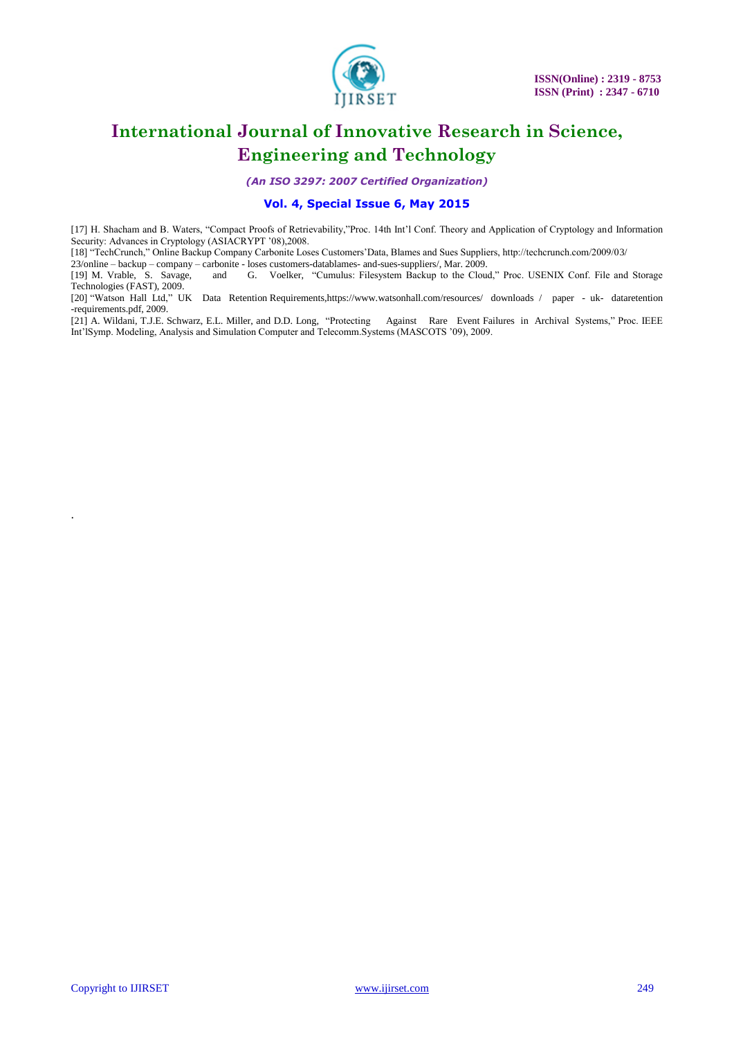[17] H. Shacham and B. Waters, "Compact Proofs of Retrievability,"Proc. 14th Int'l Conf. Theory and Application of Cryptology and Information Security: Advances in Cryptology (ASIACRYPT '08),2008.

[18] "TechCrunch," Online Backup Company Carbonite Loses Customers'Data, Blames and Sues Suppliers, http://techcrunch.com/2009/03/ 23/online – backup – company – carbonite - loses customers-datablames- and-sues-suppliers/, Mar. 2009.

[19] M. Vrable, S. Savage, and G. Voelker, "Cumulus: Filesystem Backup to the Cloud," Proc. USENIX Conf. File and Storage Technologies (FAST), 2009.

[20] "Watson Hall Ltd," UK Data Retention Requirements,https://www.watsonhall.com/resources/ downloads / paper - uk- dataretention -requirements.pdf, 2009.

[21] A. Wildani, T.J.E. Schwarz, E.L. Miller, and D.D. Long, "Protecting Against Rare Event Failures in Archival Systems," Proc. IEEE Int'lSymp. Modeling, Analysis and Simulation Computer and Telecomm.Systems (MASCOTS '09), 2009.